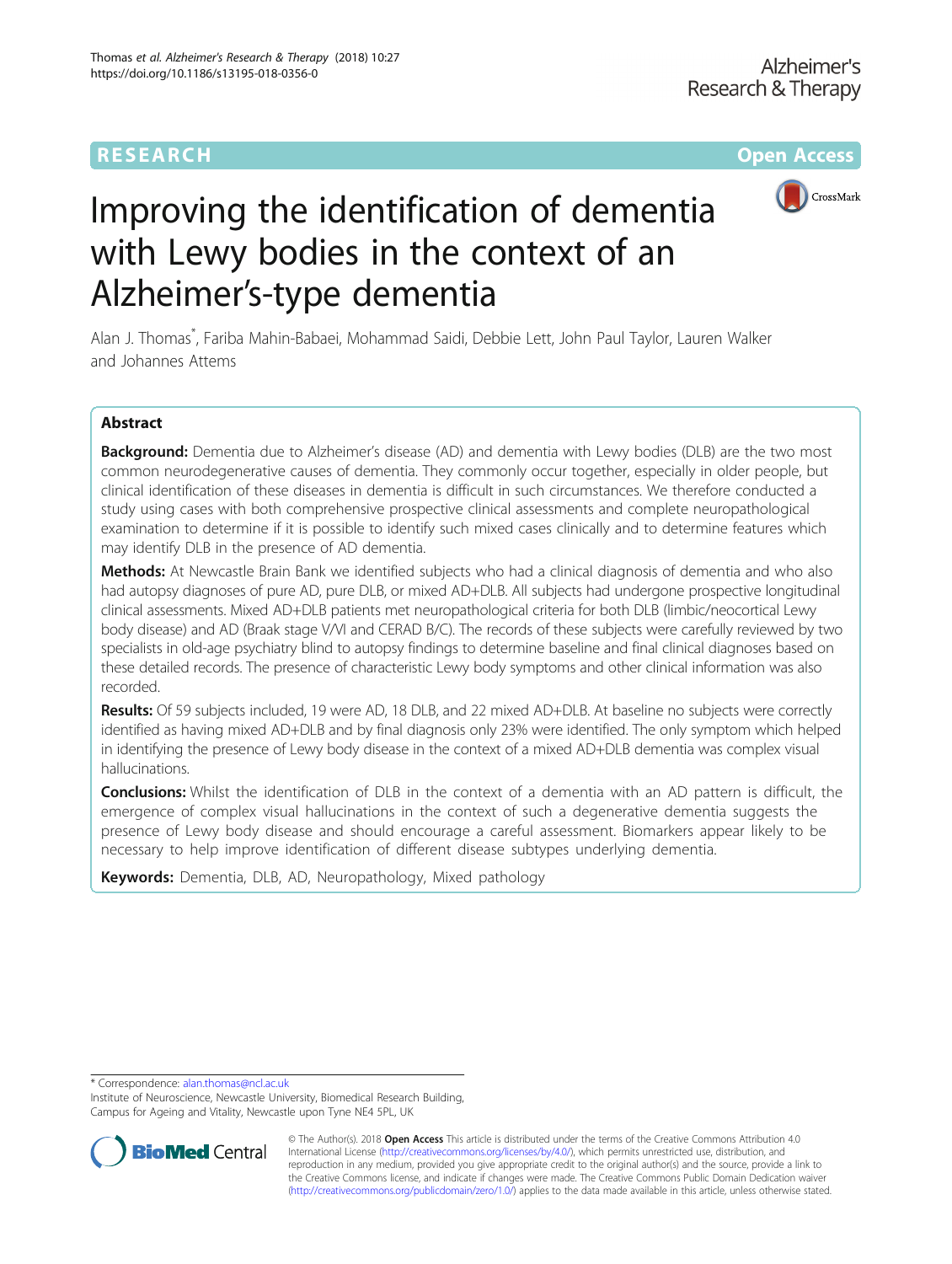RESEARCH

Open Access

# Improving the identification of dementia with Lewy bodies in the context of an Alzheimer's-type dementia

Alan J. Thomas*, Fariba Mahin-Babaei, Mohammad Saidi, Debbie Lett, John Paul Taylor, Lauren Walker and Johannes Attems

## Abstract

**Background:** Dementia due to Alzheimer's disease (AD) and dementia with Lewy bodies (DLB) are the two most common neurodegenerative causes of dementia. They commonly occur together, especially in older people, but clinical identification of these diseases in dementia is difficult in such circumstances. We therefore conducted a study using cases with both comprehensive prospective clinical assessments and complete neuropathological examination to determine if it is possible to identify such mixed cases clinically and to determine features which may identify DLB in the presence of AD dementia.

**Methods:** At Newcastle Brain Bank we identified subjects who had a clinical diagnosis of dementia and who also had autopsy diagnoses of pure AD, pure DLB, or mixed AD+DLB. All subjects had undergone prospective longitudinal clinical assessments. Mixed AD+DLB patients met neuropathological criteria for both DLB (limbic/neocortical Lewy body disease) and AD (Braak stage V/VI and CERAD B/C). The records of these subjects were carefully reviewed by two specialists in old-age psychiatry blind to autopsy findings to determine baseline and final clinical diagnoses based on these detailed records. The presence of characteristic Lewy body symptoms and other clinical information was also recorded.

**Results:** Of 59 subjects included, 19 were AD, 18 DLB, and 22 mixed AD+DLB. At baseline no subjects were correctly identified as having mixed AD+DLB and by final diagnosis only 23% were identified. The only symptom which helped in identifying the presence of Lewy body disease in the context of a mixed AD+DLB dementia was complex visual hallucinations.

**Conclusions:** Whilst the identification of DLB in the context of a dementia with an AD pattern is difficult, the emergence of complex visual hallucinations in the context of such a degenerative dementia suggests the presence of Lewy body disease and should encourage a careful assessment. Biomarkers appear likely to be necessary to help improve identification of different disease subtypes underlying dementia.

**Keywords:** Dementia, DLB, AD, Neuropathology, Mixed pathology

---

* Correspondence: alan.thomas@ncl.ac.uk
Institute of Neuroscience, Newcastle University, Biomedical Research Building, Campus for Ageing and Vitality, Newcastle upon Tyne NE4 5PL, UK

© The Author(s). 2018 **Open Access** This article is distributed under the terms of the Creative Commons Attribution 4.0 International License (http://creativecommons.org/licenses/by/4.0/), which permits unrestricted use, distribution, and reproduction in any medium, provided you give appropriate credit to the original author(s) and the source, provide a link to the Creative Commons license, and indicate if changes were made. The Creative Commons Public Domain Dedication waiver (http://creativecommons.org/publicdomain/zero/1.0/) applies to the data made available in this article, unless otherwise stated.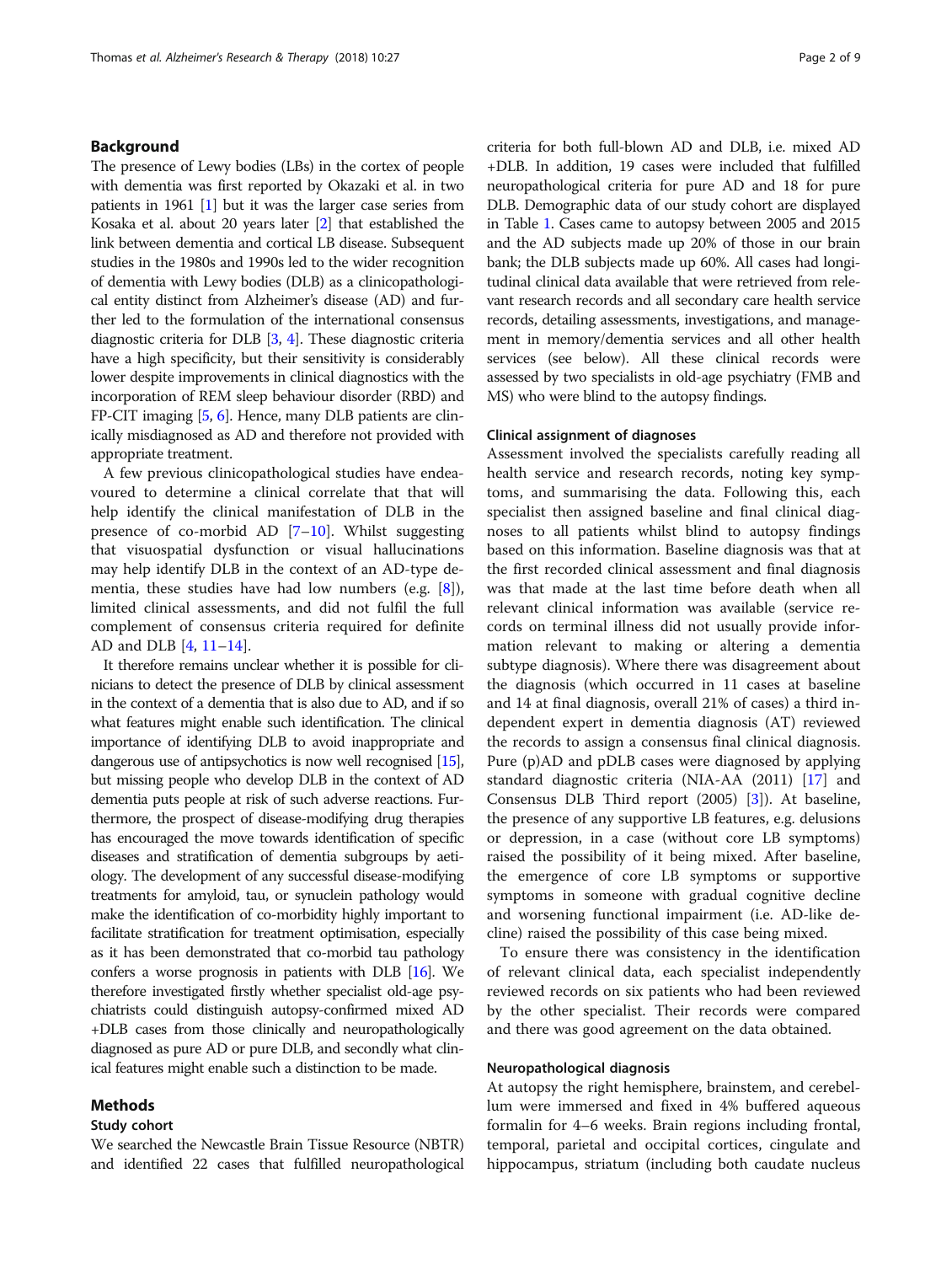## Background

The presence of Lewy bodies (LBs) in the cortex of people with dementia was first reported by Okazaki et al. in two patients in 1961 [1] but it was the larger case series from Kosaka et al. about 20 years later [2] that established the link between dementia and cortical LB disease. Subsequent studies in the 1980s and 1990s led to the wider recognition of dementia with Lewy bodies (DLB) as a clinicopathological entity distinct from Alzheimer's disease (AD) and further led to the formulation of the international consensus diagnostic criteria for DLB [3, 4]. These diagnostic criteria have a high specificity, but their sensitivity is considerably lower despite improvements in clinical diagnostics with the incorporation of REM sleep behaviour disorder (RBD) and FP-CIT imaging [5, 6]. Hence, many DLB patients are clinically misdiagnosed as AD and therefore not provided with appropriate treatment.

A few previous clinicopathological studies have endeavoured to determine a clinical correlate that that will help identify the clinical manifestation of DLB in the presence of co-morbid AD [7–10]. Whilst suggesting that visuospatial dysfunction or visual hallucinations may help identify DLB in the context of an AD-type dementia, these studies have had low numbers (e.g. [8]), limited clinical assessments, and did not fulfil the full complement of consensus criteria required for definite AD and DLB [4, 11–14].

It therefore remains unclear whether it is possible for clinicians to detect the presence of DLB by clinical assessment in the context of a dementia that is also due to AD, and if so what features might enable such identification. The clinical importance of identifying DLB to avoid inappropriate and dangerous use of antipsychotics is now well recognised [15], but missing people who develop DLB in the context of AD dementia puts people at risk of such adverse reactions. Furthermore, the prospect of disease-modifying drug therapies has encouraged the move towards identification of specific diseases and stratification of dementia subgroups by aetiology. The development of any successful disease-modifying treatments for amyloid, tau, or synuclein pathology would make the identification of co-morbidity highly important to facilitate stratification for treatment optimisation, especially as it has been demonstrated that co-morbid tau pathology confers a worse prognosis in patients with DLB [16]. We therefore investigated firstly whether specialist old-age psychiatrists could distinguish autopsy-confirmed mixed AD +DLB cases from those clinically and neuropathologically diagnosed as pure AD or pure DLB, and secondly what clinical features might enable such a distinction to be made.

## Methods

### Study cohort

We searched the Newcastle Brain Tissue Resource (NBTR) and identified 22 cases that fulfilled neuropathological criteria for both full-blown AD and DLB, i.e. mixed AD +DLB. In addition, 19 cases were included that fulfilled neuropathological criteria for pure AD and 18 for pure DLB. Demographic data of our study cohort are displayed in Table 1. Cases came to autopsy between 2005 and 2015 and the AD subjects made up 20% of those in our brain bank; the DLB subjects made up 60%. All cases had longitudinal clinical data available that were retrieved from relevant research records and all secondary care health service records, detailing assessments, investigations, and management in memory/dementia services and all other health services (see below). All these clinical records were assessed by two specialists in old-age psychiatry (FMB and MS) who were blind to the autopsy findings.

### Clinical assignment of diagnoses

Assessment involved the specialists carefully reading all health service and research records, noting key symptoms, and summarising the data. Following this, each specialist then assigned baseline and final clinical diagnoses to all patients whilst blind to autopsy findings based on this information. Baseline diagnosis was that at the first recorded clinical assessment and final diagnosis was that made at the last time before death when all relevant clinical information was available (service records on terminal illness did not usually provide information relevant to making or altering a dementia subtype diagnosis). Where there was disagreement about the diagnosis (which occurred in 11 cases at baseline and 14 at final diagnosis, overall 21% of cases) a third independent expert in dementia diagnosis (AT) reviewed the records to assign a consensus final clinical diagnosis. Pure (p)AD and pDLB cases were diagnosed by applying standard diagnostic criteria (NIA-AA (2011) [17] and Consensus DLB Third report (2005) [3]). At baseline, the presence of any supportive LB features, e.g. delusions or depression, in a case (without core LB symptoms) raised the possibility of it being mixed. After baseline, the emergence of core LB symptoms or supportive symptoms in someone with gradual cognitive decline and worsening functional impairment (i.e. AD-like decline) raised the possibility of this case being mixed.

To ensure there was consistency in the identification of relevant clinical data, each specialist independently reviewed records on six patients who had been reviewed by the other specialist. Their records were compared and there was good agreement on the data obtained.

### Neuropathological diagnosis

At autopsy the right hemisphere, brainstem, and cerebellum were immersed and fixed in 4% buffered aqueous formalin for 4–6 weeks. Brain regions including frontal, temporal, parietal and occipital cortices, cingulate and hippocampus, striatum (including both caudate nucleus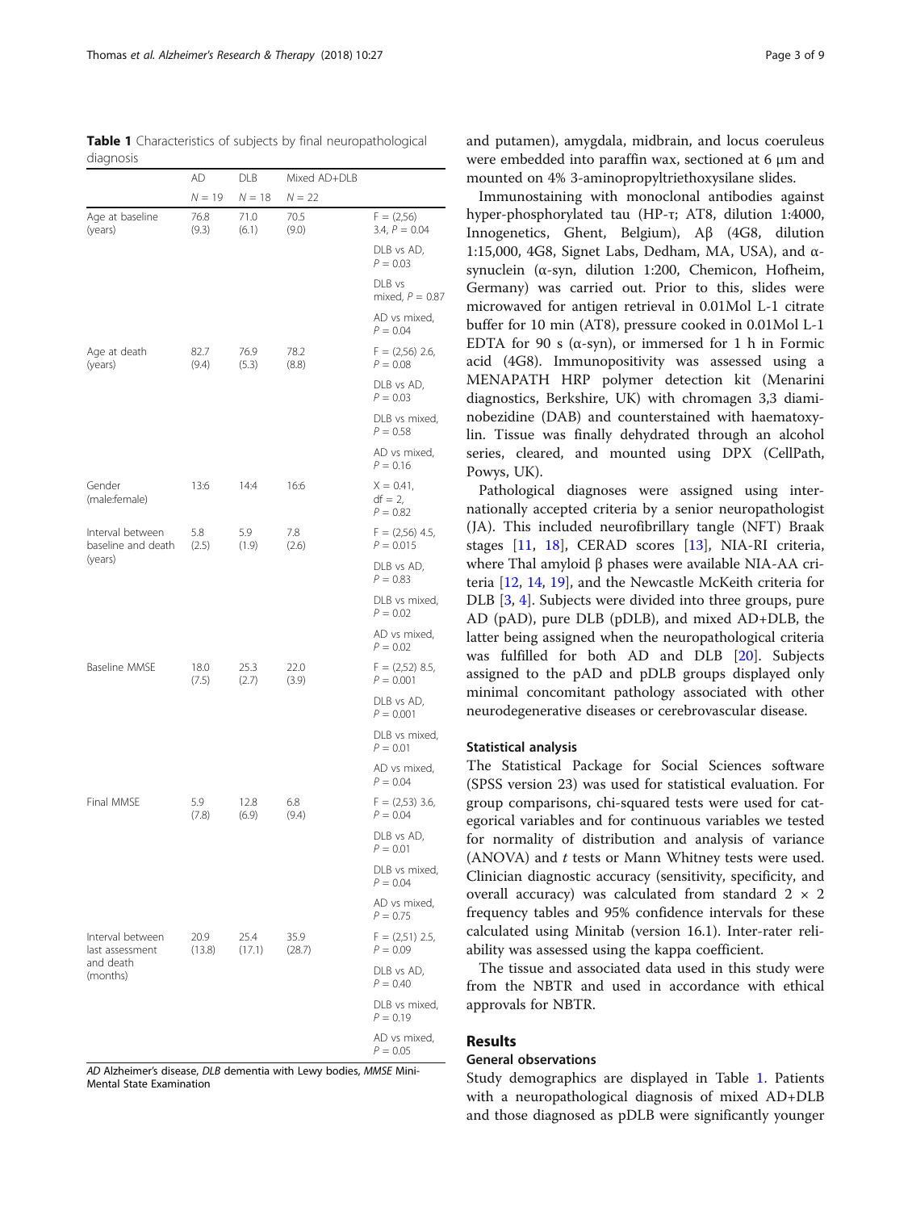**Table 1** Characteristics of subjects by final neuropathological diagnosis

| | AD | DLB | Mixed AD+DLB | |
|---|---|---|---|---|
| | *N* = 19 | *N* = 18 | *N* = 22 | |
| Age at baseline (years) | 76.8 (9.3) | 71.0 (6.1) | 70.5 (9.0) | F = (2,56) 3.4, *P* = 0.04 |
| | | | | DLB vs AD, *P* = 0.03 |
| | | | | DLB vs mixed, *P* = 0.87 |
| | | | | AD vs mixed, *P* = 0.04 |
| Age at death (years) | 82.7 (9.4) | 76.9 (5.3) | 78.2 (8.8) | F = (2,56) 2.6, *P* = 0.08 |
| | | | | DLB vs AD, *P* = 0.03 |
| | | | | DLB vs mixed, *P* = 0.58 |
| | | | | AD vs mixed, *P* = 0.16 |
| Gender (male:female) | 13:6 | 14:4 | 16:6 | X = 0.41, df = 2, *P* = 0.82 |
| Interval between baseline and death (years) | 5.8 (2.5) | 5.9 (1.9) | 7.8 (2.6) | F = (2,56) 4.5, *P* = 0.015 |
| | | | | DLB vs AD, *P* = 0.83 |
| | | | | DLB vs mixed, *P* = 0.02 |
| | | | | AD vs mixed, *P* = 0.02 |
| Baseline MMSE | 18.0 (7.5) | 25.3 (2.7) | 22.0 (3.9) | F = (2,52) 8.5, *P* = 0.001 |
| | | | | DLB vs AD, *P* = 0.001 |
| | | | | DLB vs mixed, *P* = 0.01 |
| | | | | AD vs mixed, *P* = 0.04 |
| Final MMSE | 5.9 (7.8) | 12.8 (6.9) | 6.8 (9.4) | F = (2,53) 3.6, *P* = 0.04 |
| | | | | DLB vs AD, *P* = 0.01 |
| | | | | DLB vs mixed, *P* = 0.04 |
| | | | | AD vs mixed, *P* = 0.75 |
| Interval between last assessment and death (months) | 20.9 (13.8) | 25.4 (17.1) | 35.9 (28.7) | F = (2,51) 2.5, *P* = 0.09 |
| | | | | DLB vs AD, *P* = 0.40 |
| | | | | DLB vs mixed, *P* = 0.19 |
| | | | | AD vs mixed, *P* = 0.05 |

*AD* Alzheimer's disease, *DLB* dementia with Lewy bodies, *MMSE* Mini-Mental State Examination

and putamen), amygdala, midbrain, and locus coeruleus were embedded into paraffin wax, sectioned at 6 μm and mounted on 4% 3-aminopropyltriethoxysilane slides.

Immunostaining with monoclonal antibodies against hyper-phosphorylated tau (HP-τ; AT8, dilution 1:4000, Innogenetics, Ghent, Belgium), Aβ (4G8, dilution 1:15,000, 4G8, Signet Labs, Dedham, MA, USA), and α-synuclein (α-syn, dilution 1:200, Chemicon, Hofheim, Germany) was carried out. Prior to this, slides were microwaved for antigen retrieval in 0.01Mol L-1 citrate buffer for 10 min (AT8), pressure cooked in 0.01Mol L-1 EDTA for 90 s (α-syn), or immersed for 1 h in Formic acid (4G8). Immunopositivity was assessed using a MENAPATH HRP polymer detection kit (Menarini diagnostics, Berkshire, UK) with chromagen 3,3 diaminobezidine (DAB) and counterstained with haematoxylin. Tissue was finally dehydrated through an alcohol series, cleared, and mounted using DPX (CellPath, Powys, UK).

Pathological diagnoses were assigned using internationally accepted criteria by a senior neuropathologist (JA). This included neurofibrillary tangle (NFT) Braak stages [11, 18], CERAD scores [13], NIA-RI criteria, where Thal amyloid β phases were available NIA-AA criteria [12, 14, 19], and the Newcastle McKeith criteria for DLB [3, 4]. Subjects were divided into three groups, pure AD (pAD), pure DLB (pDLB), and mixed AD+DLB, the latter being assigned when the neuropathological criteria was fulfilled for both AD and DLB [20]. Subjects assigned to the pAD and pDLB groups displayed only minimal concomitant pathology associated with other neurodegenerative diseases or cerebrovascular disease.

### Statistical analysis

The Statistical Package for Social Sciences software (SPSS version 23) was used for statistical evaluation. For group comparisons, chi-squared tests were used for categorical variables and for continuous variables we tested for normality of distribution and analysis of variance (ANOVA) and *t* tests or Mann Whitney tests were used. Clinician diagnostic accuracy (sensitivity, specificity, and overall accuracy) was calculated from standard 2 × 2 frequency tables and 95% confidence intervals for these calculated using Minitab (version 16.1). Inter-rater reliability was assessed using the kappa coefficient.

The tissue and associated data used in this study were from the NBTR and used in accordance with ethical approvals for NBTR.

## Results

### General observations

Study demographics are displayed in Table 1. Patients with a neuropathological diagnosis of mixed AD+DLB and those diagnosed as pDLB were significantly younger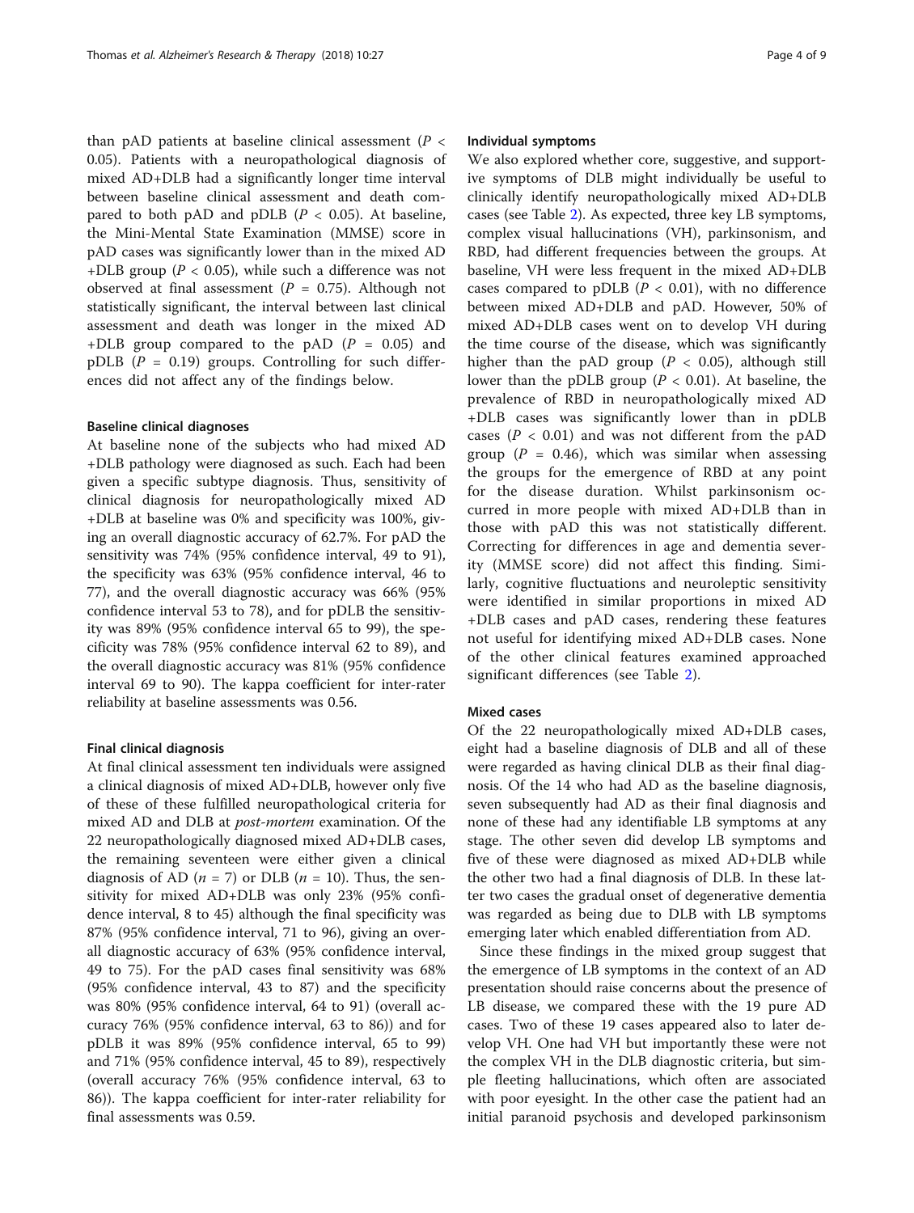than pAD patients at baseline clinical assessment ($P < 0.05$). Patients with a neuropathological diagnosis of mixed AD+DLB had a significantly longer time interval between baseline clinical assessment and death compared to both pAD and pDLB ($P < 0.05$). At baseline, the Mini-Mental State Examination (MMSE) score in pAD cases was significantly lower than in the mixed AD +DLB group ($P < 0.05$), while such a difference was not observed at final assessment ($P = 0.75$). Although not statistically significant, the interval between last clinical assessment and death was longer in the mixed AD +DLB group compared to the pAD ($P = 0.05$) and pDLB ($P = 0.19$) groups. Controlling for such differences did not affect any of the findings below.

### Baseline clinical diagnoses

At baseline none of the subjects who had mixed AD +DLB pathology were diagnosed as such. Each had been given a specific subtype diagnosis. Thus, sensitivity of clinical diagnosis for neuropathologically mixed AD +DLB at baseline was 0% and specificity was 100%, giving an overall diagnostic accuracy of 62.7%. For pAD the sensitivity was 74% (95% confidence interval, 49 to 91), the specificity was 63% (95% confidence interval, 46 to 77), and the overall diagnostic accuracy was 66% (95% confidence interval 53 to 78), and for pDLB the sensitivity was 89% (95% confidence interval 65 to 99), the specificity was 78% (95% confidence interval 62 to 89), and the overall diagnostic accuracy was 81% (95% confidence interval 69 to 90). The kappa coefficient for inter-rater reliability at baseline assessments was 0.56.

### Final clinical diagnosis

At final clinical assessment ten individuals were assigned a clinical diagnosis of mixed AD+DLB, however only five of these of these fulfilled neuropathological criteria for mixed AD and DLB at *post-mortem* examination. Of the 22 neuropathologically diagnosed mixed AD+DLB cases, the remaining seventeen were either given a clinical diagnosis of AD ($n = 7$) or DLB ($n = 10$). Thus, the sensitivity for mixed AD+DLB was only 23% (95% confidence interval, 8 to 45) although the final specificity was 87% (95% confidence interval, 71 to 96), giving an overall diagnostic accuracy of 63% (95% confidence interval, 49 to 75). For the pAD cases final sensitivity was 68% (95% confidence interval, 43 to 87) and the specificity was 80% (95% confidence interval, 64 to 91) (overall accuracy 76% (95% confidence interval, 63 to 86)) and for pDLB it was 89% (95% confidence interval, 65 to 99) and 71% (95% confidence interval, 45 to 89), respectively (overall accuracy 76% (95% confidence interval, 63 to 86)). The kappa coefficient for inter-rater reliability for final assessments was 0.59.

### Individual symptoms

We also explored whether core, suggestive, and supportive symptoms of DLB might individually be useful to clinically identify neuropathologically mixed AD+DLB cases (see Table 2). As expected, three key LB symptoms, complex visual hallucinations (VH), parkinsonism, and RBD, had different frequencies between the groups. At baseline, VH were less frequent in the mixed AD+DLB cases compared to pDLB ($P < 0.01$), with no difference between mixed AD+DLB and pAD. However, 50% of mixed AD+DLB cases went on to develop VH during the time course of the disease, which was significantly higher than the pAD group ($P < 0.05$), although still lower than the pDLB group ($P < 0.01$). At baseline, the prevalence of RBD in neuropathologically mixed AD +DLB cases was significantly lower than in pDLB cases ($P < 0.01$) and was not different from the pAD group ($P = 0.46$), which was similar when assessing the groups for the emergence of RBD at any point for the disease duration. Whilst parkinsonism occurred in more people with mixed AD+DLB than in those with pAD this was not statistically different. Correcting for differences in age and dementia severity (MMSE score) did not affect this finding. Similarly, cognitive fluctuations and neuroleptic sensitivity were identified in similar proportions in mixed AD +DLB cases and pAD cases, rendering these features not useful for identifying mixed AD+DLB cases. None of the other clinical features examined approached significant differences (see Table 2).

### Mixed cases

Of the 22 neuropathologically mixed AD+DLB cases, eight had a baseline diagnosis of DLB and all of these were regarded as having clinical DLB as their final diagnosis. Of the 14 who had AD as the baseline diagnosis, seven subsequently had AD as their final diagnosis and none of these had any identifiable LB symptoms at any stage. The other seven did develop LB symptoms and five of these were diagnosed as mixed AD+DLB while the other two had a final diagnosis of DLB. In these latter two cases the gradual onset of degenerative dementia was regarded as being due to DLB with LB symptoms emerging later which enabled differentiation from AD.

Since these findings in the mixed group suggest that the emergence of LB symptoms in the context of an AD presentation should raise concerns about the presence of LB disease, we compared these with the 19 pure AD cases. Two of these 19 cases appeared also to later develop VH. One had VH but importantly these were not the complex VH in the DLB diagnostic criteria, but simple fleeting hallucinations, which often are associated with poor eyesight. In the other case the patient had an initial paranoid psychosis and developed parkinsonism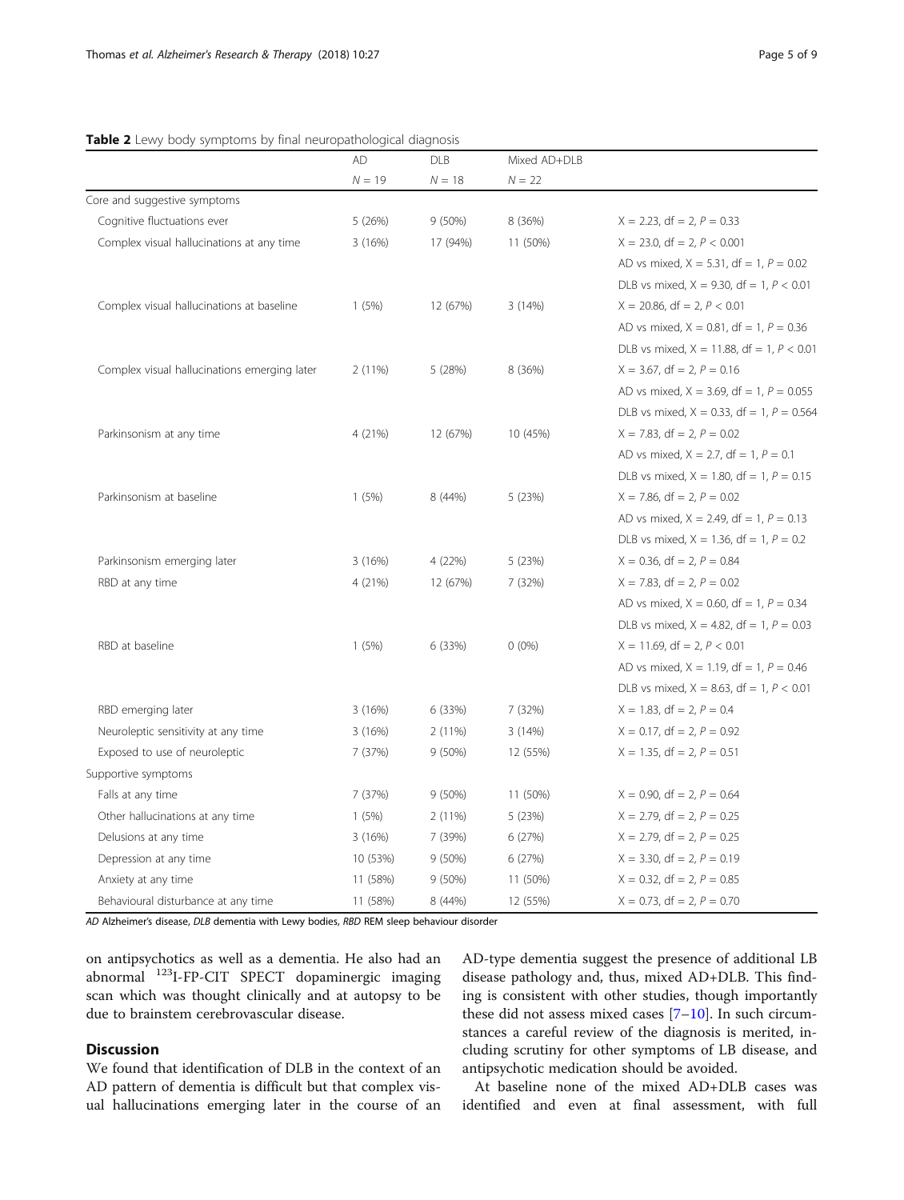**Table 2** Lewy body symptoms by final neuropathological diagnosis

| | AD $N = 19$ | DLB $N = 18$ | Mixed AD+DLB $N = 22$ | |
|---|---|---|---|---|
| Core and suggestive symptoms | | | | |
| Cognitive fluctuations ever | 5 (26%) | 9 (50%) | 8 (36%) | $X = 2.23$, df = 2, $P = 0.33$ |
| Complex visual hallucinations at any time | 3 (16%) | 17 (94%) | 11 (50%) | $X = 23.0$, df = 2, $P < 0.001$ |
| | | | | AD vs mixed, $X = 5.31$, df = 1, $P = 0.02$ |
| | | | | DLB vs mixed, $X = 9.30$, df = 1, $P < 0.01$ |
| Complex visual hallucinations at baseline | 1 (5%) | 12 (67%) | 3 (14%) | $X = 20.86$, df = 2, $P < 0.01$ |
| | | | | AD vs mixed, $X = 0.81$, df = 1, $P = 0.36$ |
| | | | | DLB vs mixed, $X = 11.88$, df = 1, $P < 0.01$ |
| Complex visual hallucinations emerging later | 2 (11%) | 5 (28%) | 8 (36%) | $X = 3.67$, df = 2, $P = 0.16$ |
| | | | | AD vs mixed, $X = 3.69$, df = 1, $P = 0.055$ |
| | | | | DLB vs mixed, $X = 0.33$, df = 1, $P = 0.564$ |
| Parkinsonism at any time | 4 (21%) | 12 (67%) | 10 (45%) | $X = 7.83$, df = 2, $P = 0.02$ |
| | | | | AD vs mixed, $X = 2.7$, df = 1, $P = 0.1$ |
| | | | | DLB vs mixed, $X = 1.80$, df = 1, $P = 0.15$ |
| Parkinsonism at baseline | 1 (5%) | 8 (44%) | 5 (23%) | $X = 7.86$, df = 2, $P = 0.02$ |
| | | | | AD vs mixed, $X = 2.49$, df = 1, $P = 0.13$ |
| | | | | DLB vs mixed, $X = 1.36$, df = 1, $P = 0.2$ |
| Parkinsonism emerging later | 3 (16%) | 4 (22%) | 5 (23%) | $X = 0.36$, df = 2, $P = 0.84$ |
| RBD at any time | 4 (21%) | 12 (67%) | 7 (32%) | $X = 7.83$, df = 2, $P = 0.02$ |
| | | | | AD vs mixed, $X = 0.60$, df = 1, $P = 0.34$ |
| | | | | DLB vs mixed, $X = 4.82$, df = 1, $P = 0.03$ |
| RBD at baseline | 1 (5%) | 6 (33%) | 0 (0%) | $X = 11.69$, df = 2, $P < 0.01$ |
| | | | | AD vs mixed, $X = 1.19$, df = 1, $P = 0.46$ |
| | | | | DLB vs mixed, $X = 8.63$, df = 1, $P < 0.01$ |
| RBD emerging later | 3 (16%) | 6 (33%) | 7 (32%) | $X = 1.83$, df = 2, $P = 0.4$ |
| Neuroleptic sensitivity at any time | 3 (16%) | 2 (11%) | 3 (14%) | $X = 0.17$, df = 2, $P = 0.92$ |
| Exposed to use of neuroleptic | 7 (37%) | 9 (50%) | 12 (55%) | $X = 1.35$, df = 2, $P = 0.51$ |
| Supportive symptoms | | | | |
| Falls at any time | 7 (37%) | 9 (50%) | 11 (50%) | $X = 0.90$, df = 2, $P = 0.64$ |
| Other hallucinations at any time | 1 (5%) | 2 (11%) | 5 (23%) | $X = 2.79$, df = 2, $P = 0.25$ |
| Delusions at any time | 3 (16%) | 7 (39%) | 6 (27%) | $X = 2.79$, df = 2, $P = 0.25$ |
| Depression at any time | 10 (53%) | 9 (50%) | 6 (27%) | $X = 3.30$, df = 2, $P = 0.19$ |
| Anxiety at any time | 11 (58%) | 9 (50%) | 11 (50%) | $X = 0.32$, df = 2, $P = 0.85$ |
| Behavioural disturbance at any time | 11 (58%) | 8 (44%) | 12 (55%) | $X = 0.73$, df = 2, $P = 0.70$ |

*AD* Alzheimer's disease, *DLB* dementia with Lewy bodies, *RBD* REM sleep behaviour disorder

on antipsychotics as well as a dementia. He also had an abnormal [123]I-FP-CIT SPECT dopaminergic imaging scan which was thought clinically and at autopsy to be due to brainstem cerebrovascular disease.

## Discussion

We found that identification of DLB in the context of an AD pattern of dementia is difficult but that complex visual hallucinations emerging later in the course of an AD-type dementia suggest the presence of additional LB disease pathology and, thus, mixed AD+DLB. This finding is consistent with other studies, though importantly these did not assess mixed cases [7–10]. In such circumstances a careful review of the diagnosis is merited, including scrutiny for other symptoms of LB disease, and antipsychotic medication should be avoided.

At baseline none of the mixed AD+DLB cases was identified and even at final assessment, with full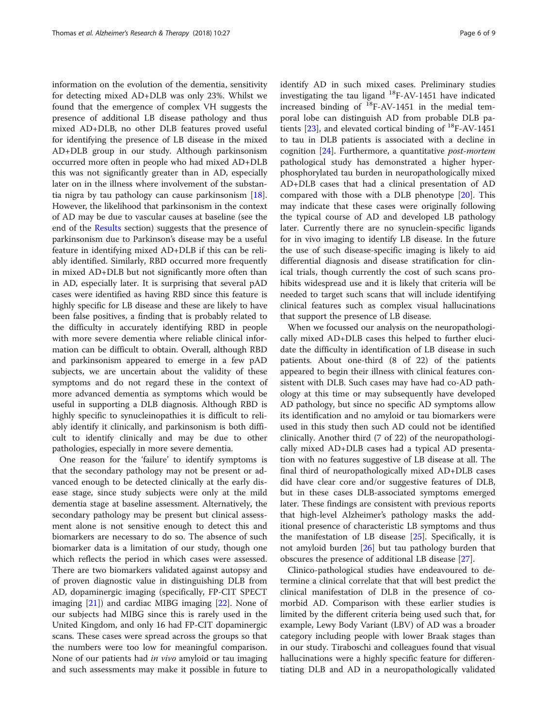information on the evolution of the dementia, sensitivity for detecting mixed AD+DLB was only 23%. Whilst we found that the emergence of complex VH suggests the presence of additional LB disease pathology and thus mixed AD+DLB, no other DLB features proved useful for identifying the presence of LB disease in the mixed AD+DLB group in our study. Although parkinsonism occurred more often in people who had mixed AD+DLB this was not significantly greater than in AD, especially later on in the illness where involvement of the substantia nigra by tau pathology can cause parkinsonism [18]. However, the likelihood that parkinsonism in the context of AD may be due to vascular causes at baseline (see the end of the Results section) suggests that the presence of parkinsonism due to Parkinson's disease may be a useful feature in identifying mixed AD+DLB if this can be reliably identified. Similarly, RBD occurred more frequently in mixed AD+DLB but not significantly more often than in AD, especially later. It is surprising that several pAD cases were identified as having RBD since this feature is highly specific for LB disease and these are likely to have been false positives, a finding that is probably related to the difficulty in accurately identifying RBD in people with more severe dementia where reliable clinical information can be difficult to obtain. Overall, although RBD and parkinsonism appeared to emerge in a few pAD subjects, we are uncertain about the validity of these symptoms and do not regard these in the context of more advanced dementia as symptoms which would be useful in supporting a DLB diagnosis. Although RBD is highly specific to synucleinopathies it is difficult to reliably identify it clinically, and parkinsonism is both difficult to identify clinically and may be due to other pathologies, especially in more severe dementia.

One reason for the 'failure' to identify symptoms is that the secondary pathology may not be present or advanced enough to be detected clinically at the early disease stage, since study subjects were only at the mild dementia stage at baseline assessment. Alternatively, the secondary pathology may be present but clinical assessment alone is not sensitive enough to detect this and biomarkers are necessary to do so. The absence of such biomarker data is a limitation of our study, though one which reflects the period in which cases were assessed. There are two biomarkers validated against autopsy and of proven diagnostic value in distinguishing DLB from AD, dopaminergic imaging (specifically, FP-CIT SPECT imaging [21]) and cardiac MIBG imaging [22]. None of our subjects had MIBG since this is rarely used in the United Kingdom, and only 16 had FP-CIT dopaminergic scans. These cases were spread across the groups so that the numbers were too low for meaningful comparison. None of our patients had *in vivo* amyloid or tau imaging and such assessments may make it possible in future to identify AD in such mixed cases. Preliminary studies investigating the tau ligand $^{18}$F-AV-1451 have indicated increased binding of $^{18}$F-AV-1451 in the medial temporal lobe can distinguish AD from probable DLB patients [23], and elevated cortical binding of $^{18}$F-AV-1451 to tau in DLB patients is associated with a decline in cognition [24]. Furthermore, a quantitative *post-mortem* pathological study has demonstrated a higher hyperphosphorylated tau burden in neuropathologically mixed AD+DLB cases that had a clinical presentation of AD compared with those with a DLB phenotype [20]. This may indicate that these cases were originally following the typical course of AD and developed LB pathology later. Currently there are no synuclein-specific ligands for in vivo imaging to identify LB disease. In the future the use of such disease-specific imaging is likely to aid differential diagnosis and disease stratification for clinical trials, though currently the cost of such scans prohibits widespread use and it is likely that criteria will be needed to target such scans that will include identifying clinical features such as complex visual hallucinations that support the presence of LB disease.

When we focussed our analysis on the neuropathologically mixed AD+DLB cases this helped to further elucidate the difficulty in identification of LB disease in such patients. About one-third (8 of 22) of the patients appeared to begin their illness with clinical features consistent with DLB. Such cases may have had co-AD pathology at this time or may subsequently have developed AD pathology, but since no specific AD symptoms allow its identification and no amyloid or tau biomarkers were used in this study then such AD could not be identified clinically. Another third (7 of 22) of the neuropathologically mixed AD+DLB cases had a typical AD presentation with no features suggestive of LB disease at all. The final third of neuropathologically mixed AD+DLB cases did have clear core and/or suggestive features of DLB, but in these cases DLB-associated symptoms emerged later. These findings are consistent with previous reports that high-level Alzheimer's pathology masks the additional presence of characteristic LB symptoms and thus the manifestation of LB disease [25]. Specifically, it is not amyloid burden [26] but tau pathology burden that obscures the presence of additional LB disease [27].

Clinico-pathological studies have endeavoured to determine a clinical correlate that that will best predict the clinical manifestation of DLB in the presence of comorbid AD. Comparison with these earlier studies is limited by the different criteria being used such that, for example, Lewy Body Variant (LBV) of AD was a broader category including people with lower Braak stages than in our study. Tiraboschi and colleagues found that visual hallucinations were a highly specific feature for differentiating DLB and AD in a neuropathologically validated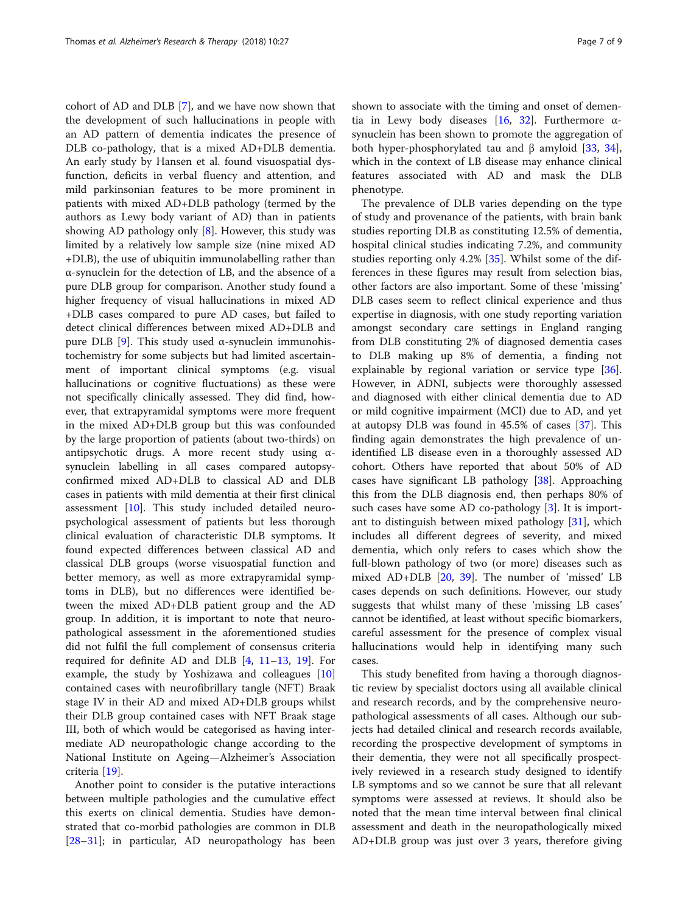cohort of AD and DLB [7], and we have now shown that the development of such hallucinations in people with an AD pattern of dementia indicates the presence of DLB co-pathology, that is a mixed AD+DLB dementia. An early study by Hansen et al. found visuospatial dysfunction, deficits in verbal fluency and attention, and mild parkinsonian features to be more prominent in patients with mixed AD+DLB pathology (termed by the authors as Lewy body variant of AD) than in patients showing AD pathology only [8]. However, this study was limited by a relatively low sample size (nine mixed AD+DLB), the use of ubiquitin immunolabelling rather than α-synuclein for the detection of LB, and the absence of a pure DLB group for comparison. Another study found a higher frequency of visual hallucinations in mixed AD+DLB cases compared to pure AD cases, but failed to detect clinical differences between mixed AD+DLB and pure DLB [9]. This study used α-synuclein immunohistochemistry for some subjects but had limited ascertainment of important clinical symptoms (e.g. visual hallucinations or cognitive fluctuations) as these were not specifically clinically assessed. They did find, however, that extrapyramidal symptoms were more frequent in the mixed AD+DLB group but this was confounded by the large proportion of patients (about two-thirds) on antipsychotic drugs. A more recent study using α-synuclein labelling in all cases compared autopsy-confirmed mixed AD+DLB to classical AD and DLB cases in patients with mild dementia at their first clinical assessment [10]. This study included detailed neuropsychological assessment of patients but less thorough clinical evaluation of characteristic DLB symptoms. It found expected differences between classical AD and classical DLB groups (worse visuospatial function and better memory, as well as more extrapyramidal symptoms in DLB), but no differences were identified between the mixed AD+DLB patient group and the AD group. In addition, it is important to note that neuropathological assessment in the aforementioned studies did not fulfil the full complement of consensus criteria required for definite AD and DLB [4, 11–13, 19]. For example, the study by Yoshizawa and colleagues [10] contained cases with neurofibrillary tangle (NFT) Braak stage IV in their AD and mixed AD+DLB groups whilst their DLB group contained cases with NFT Braak stage III, both of which would be categorised as having intermediate AD neuropathologic change according to the National Institute on Ageing—Alzheimer's Association criteria [19].

Another point to consider is the putative interactions between multiple pathologies and the cumulative effect this exerts on clinical dementia. Studies have demonstrated that co-morbid pathologies are common in DLB [28–31]; in particular, AD neuropathology has been shown to associate with the timing and onset of dementia in Lewy body diseases [16, 32]. Furthermore α-synuclein has been shown to promote the aggregation of both hyper-phosphorylated tau and β amyloid [33, 34], which in the context of LB disease may enhance clinical features associated with AD and mask the DLB phenotype.

The prevalence of DLB varies depending on the type of study and provenance of the patients, with brain bank studies reporting DLB as constituting 12.5% of dementia, hospital clinical studies indicating 7.2%, and community studies reporting only 4.2% [35]. Whilst some of the differences in these figures may result from selection bias, other factors are also important. Some of these 'missing' DLB cases seem to reflect clinical experience and thus expertise in diagnosis, with one study reporting variation amongst secondary care settings in England ranging from DLB constituting 2% of diagnosed dementia cases to DLB making up 8% of dementia, a finding not explainable by regional variation or service type [36]. However, in ADNI, subjects were thoroughly assessed and diagnosed with either clinical dementia due to AD or mild cognitive impairment (MCI) due to AD, and yet at autopsy DLB was found in 45.5% of cases [37]. This finding again demonstrates the high prevalence of unidentified LB disease even in a thoroughly assessed AD cohort. Others have reported that about 50% of AD cases have significant LB pathology [38]. Approaching this from the DLB diagnosis end, then perhaps 80% of such cases have some AD co-pathology [3]. It is important to distinguish between mixed pathology [31], which includes all different degrees of severity, and mixed dementia, which only refers to cases which show the full-blown pathology of two (or more) diseases such as mixed AD+DLB [20, 39]. The number of 'missed' LB cases depends on such definitions. However, our study suggests that whilst many of these 'missing LB cases' cannot be identified, at least without specific biomarkers, careful assessment for the presence of complex visual hallucinations would help in identifying many such cases.

This study benefited from having a thorough diagnostic review by specialist doctors using all available clinical and research records, and by the comprehensive neuropathological assessments of all cases. Although our subjects had detailed clinical and research records available, recording the prospective development of symptoms in their dementia, they were not all specifically prospectively reviewed in a research study designed to identify LB symptoms and so we cannot be sure that all relevant symptoms were assessed at reviews. It should also be noted that the mean time interval between final clinical assessment and death in the neuropathologically mixed AD+DLB group was just over 3 years, therefore giving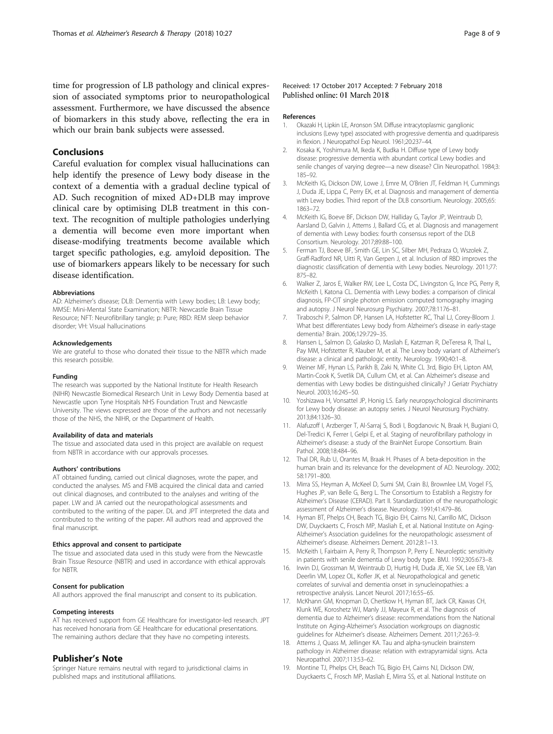time for progression of LB pathology and clinical expression of associated symptoms prior to neuropathological assessment. Furthermore, we have discussed the absence of biomarkers in this study above, reflecting the era in which our brain bank subjects were assessed.

## Conclusions

Careful evaluation for complex visual hallucinations can help identify the presence of Lewy body disease in the context of a dementia with a gradual decline typical of AD. Such recognition of mixed AD+DLB may improve clinical care by optimising DLB treatment in this context. The recognition of multiple pathologies underlying a dementia will become even more important when disease-modifying treatments become available which target specific pathologies, e.g. amyloid deposition. The use of biomarkers appears likely to be necessary for such disease identification.

#### Abbreviations

AD: Alzheimer's disease; DLB: Dementia with Lewy bodies; LB: Lewy body; MMSE: Mini-Mental State Examination; NBTR: Newcastle Brain Tissue Resource; NFT: Neurofibrillary tangle; p: Pure; RBD: REM sleep behavior disorder; VH: Visual hallucinations

#### Acknowledgements

We are grateful to those who donated their tissue to the NBTR which made this research possible.

#### Funding

The research was supported by the National Institute for Health Research (NIHR) Newcastle Biomedical Research Unit in Lewy Body Dementia based at Newcastle upon Tyne Hospitals NHS Foundation Trust and Newcastle University. The views expressed are those of the authors and not necessarily those of the NHS, the NIHR, or the Department of Health.

#### Availability of data and materials

The tissue and associated data used in this project are available on request from NBTR in accordance with our approvals processes.

#### Authors' contributions

AT obtained funding, carried out clinical diagnoses, wrote the paper, and conducted the analyses. MS and FMB acquired the clinical data and carried out clinical diagnoses, and contributed to the analyses and writing of the paper. LW and JA carried out the neuropathological assessments and contributed to the writing of the paper. DL and JPT interpreted the data and contributed to the writing of the paper. All authors read and approved the final manuscript.

#### Ethics approval and consent to participate

The tissue and associated data used in this study were from the Newcastle Brain Tissue Resource (NBTR) and used in accordance with ethical approvals for NBTR.

#### Consent for publication

All authors approved the final manuscript and consent to its publication.

#### Competing interests

AT has received support from GE Healthcare for investigator-led research. JPT has received honoraria from GE Healthcare for educational presentations. The remaining authors declare that they have no competing interests.

## Publisher's Note

Springer Nature remains neutral with regard to jurisdictional claims in published maps and institutional affiliations.

Received: 17 October 2017 Accepted: 7 February 2018
Published online: 01 March 2018

#### References

1. Okazaki H, Lipkin LE, Aronson SM. Diffuse intracytoplasmic ganglionic inclusions (Lewy type) associated with progressive dementia and quadriparesis in flexion. J Neuropathol Exp Neurol. 1961;20:237–44.
2. Kosaka K, Yoshimura M, Ikeda K, Budka H. Diffuse type of Lewy body disease: progressive dementia with abundant cortical Lewy bodies and senile changes of varying degree—a new disease? Clin Neuropathol. 1984;3:185–92.
3. McKeith IG, Dickson DW, Lowe J, Emre M, O'Brien JT, Feldman H, Cummings J, Duda JE, Lippa C, Perry EK, et al. Diagnosis and management of dementia with Lewy bodies. Third report of the DLB consortium. Neurology. 2005;65:1863–72.
4. McKeith IG, Boeve BF, Dickson DW, Halliday G, Taylor JP, Weintraub D, Aarsland D, Galvin J, Attems J, Ballard CG, et al. Diagnosis and management of dementia with Lewy bodies: fourth consensus report of the DLB Consortium. Neurology. 2017;89:88–100.
5. Ferman TJ, Boeve BF, Smith GE, Lin SC, Silber MH, Pedraza O, Wszolek Z, Graff-Radford NR, Uitti R, Van Gerpen J, et al. Inclusion of RBD improves the diagnostic classification of dementia with Lewy bodies. Neurology. 2011;77:875–82.
6. Walker Z, Jaros E, Walker RW, Lee L, Costa DC, Livingston G, Ince PG, Perry R, McKeith I, Katona CL. Dementia with Lewy bodies: a comparison of clinical diagnosis, FP-CIT single photon emission computed tomography imaging and autopsy. J Neurol Neurosurg Psychiatry. 2007;78:1176–81.
7. Tiraboschi P, Salmon DP, Hansen LA, Hofstetter RC, Thal LJ, Corey-Bloom J. What best differentiates Lewy body from Alzheimer's disease in early-stage dementia? Brain. 2006;129:729–35.
8. Hansen L, Salmon D, Galasko D, Masliah E, Katzman R, DeTeresa R, Thal L, Pay MM, Hofstetter R, Klauber M, et al. The Lewy body variant of Alzheimer's disease: a clinical and pathologic entity. Neurology. 1990;40:1–8.
9. Weiner MF, Hynan LS, Parikh B, Zaki N, White CL 3rd, Bigio EH, Lipton AM, Martin-Cook K, Svetlik DA, Cullum CM, et al. Can Alzheimer's disease and dementias with Lewy bodies be distinguished clinically? J Geriatr Psychiatry Neurol. 2003;16:245–50.
10. Yoshizawa H, Vonsattel JP, Honig LS. Early neuropsychological discriminants for Lewy body disease: an autopsy series. J Neurol Neurosurg Psychiatry. 2013;84:1326–30.
11. Alafuzoff I, Arzberger T, Al-Sarraj S, Bodi I, Bogdanovic N, Braak H, Bugiani O, Del-Tredici K, Ferrer I, Gelpi E, et al. Staging of neurofibrillary pathology in Alzheimer's disease: a study of the BrainNet Europe Consortium. Brain Pathol. 2008;18:484–96.
12. Thal DR, Rub U, Orantes M, Braak H. Phases of A beta-deposition in the human brain and its relevance for the development of AD. Neurology. 2002;58:1791–800.
13. Mirra SS, Heyman A, McKeel D, Sumi SM, Crain BJ, Brownlee LM, Vogel FS, Hughes JP, van Belle G, Berg L. The Consortium to Establish a Registry for Alzheimer's Disease (CERAD). Part II. Standardization of the neuropathologic assessment of Alzheimer's disease. Neurology. 1991;41:479–86.
14. Hyman BT, Phelps CH, Beach TG, Bigio EH, Cairns NJ, Carrillo MC, Dickson DW, Duyckaerts C, Frosch MP, Masliah E, et al. National Institute on Aging-Alzheimer's Association guidelines for the neuropathologic assessment of Alzheimer's disease. Alzheimers Dement. 2012;8:1–13.
15. McKeith I, Fairbairn A, Perry R, Thompson P, Perry E. Neuroleptic sensitivity in patients with senile dementia of Lewy body type. BMJ. 1992;305:673–8.
16. Irwin DJ, Grossman M, Weintraub D, Hurtig HI, Duda JE, Xie SX, Lee EB, Van Deerlin VM, Lopez OL, Kofler JK, et al. Neuropathological and genetic correlates of survival and dementia onset in synucleinopathies: a retrospective analysis. Lancet Neurol. 2017;16:55–65.
17. McKhann GM, Knopman D, Chertkow H, Hyman BT, Jack CR, Kawas CH, Klunk WE, Koroshetz WJ, Manly JJ, Mayeux R, et al. The diagnosis of dementia due to Alzheimer's disease: recommendations from the National Institute on Aging-Alzheimer's Association workgroups on diagnostic guidelines for Alzheimer's disease. Alzheimers Dement. 2011;7:263–9.
18. Attems J, Quass M, Jellinger KA. Tau and alpha-synuclein brainstem pathology in Alzheimer disease: relation with extrapyramidal signs. Acta Neuropathol. 2007;113:53–62.
19. Montine TJ, Phelps CH, Beach TG, Bigio EH, Cairns NJ, Dickson DW, Duyckaerts C, Frosch MP, Masliah E, Mirra SS, et al. National Institute on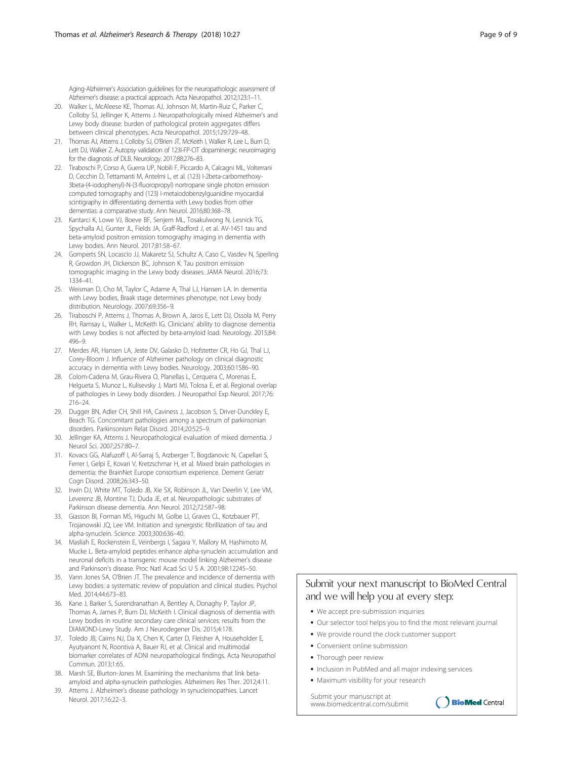Aging-Alzheimer's Association guidelines for the neuropathologic assessment of Alzheimer's disease: a practical approach. Acta Neuropathol. 2012;123:1–11.

20. Walker L, McAleese KE, Thomas AJ, Johnson M, Martin-Ruiz C, Parker C, Colloby SJ, Jellinger K, Attems J. Neuropathologically mixed Alzheimer's and Lewy body disease: burden of pathological protein aggregates differs between clinical phenotypes. Acta Neuropathol. 2015;129:729–48.
21. Thomas AJ, Attems J, Colloby SJ, O'Brien JT, McKeith I, Walker R, Lee L, Burn D, Lett DJ, Walker Z. Autopsy validation of 123I-FP-CIT dopaminergic neuroimaging for the diagnosis of DLB. Neurology. 2017;88:276–83.
22. Tiraboschi P, Corso A, Guerra UP, Nobili F, Piccardo A, Calcagni ML, Volterrani D, Cecchin D, Tettamanti M, Antelmi L, et al. (123) I-2beta-carbomethoxy-3beta-(4-iodophenyl)-N-(3-fluoropropyl) nortropane single photon emission computed tomography and (123) I-metaiodobenzylguanidine myocardial scintigraphy in differentiating dementia with Lewy bodies from other dementias: a comparative study. Ann Neurol. 2016;80:368–78.
23. Kantarci K, Lowe VJ, Boeve BF, Senjem ML, Tosakulwong N, Lesnick TG, Spychalla AJ, Gunter JL, Fields JA, Graff-Radford J, et al. AV-1451 tau and beta-amyloid positron emission tomography imaging in dementia with Lewy bodies. Ann Neurol. 2017;81:58–67.
24. Gomperts SN, Locascio JJ, Makaretz SJ, Schultz A, Caso C, Vasdev N, Sperling R, Growdon JH, Dickerson BC, Johnson K. Tau positron emission tomographic imaging in the Lewy body diseases. JAMA Neurol. 2016;73:1334–41.
25. Weisman D, Cho M, Taylor C, Adame A, Thal LJ, Hansen LA. In dementia with Lewy bodies, Braak stage determines phenotype, not Lewy body distribution. Neurology. 2007;69:356–9.
26. Tiraboschi P, Attems J, Thomas A, Brown A, Jaros E, Lett DJ, Ossola M, Perry RH, Ramsay L, Walker L, McKeith IG. Clinicians' ability to diagnose dementia with Lewy bodies is not affected by beta-amyloid load. Neurology. 2015;84:496–9.
27. Merdes AR, Hansen LA, Jeste DV, Galasko D, Hofstetter CR, Ho GJ, Thal LJ, Corey-Bloom J. Influence of Alzheimer pathology on clinical diagnostic accuracy in dementia with Lewy bodies. Neurology. 2003;60:1586–90.
28. Colom-Cadena M, Grau-Rivera O, Planellas L, Cerquera C, Morenas E, Helgueta S, Munoz L, Kulisevsky J, Marti MJ, Tolosa E, et al. Regional overlap of pathologies in Lewy body disorders. J Neuropathol Exp Neurol. 2017;76:216–24.
29. Dugger BN, Adler CH, Shill HA, Caviness J, Jacobson S, Driver-Dunckley E, Beach TG. Concomitant pathologies among a spectrum of parkinsonian disorders. Parkinsonism Relat Disord. 2014;20:525–9.
30. Jellinger KA, Attems J. Neuropathological evaluation of mixed dementia. J Neurol Sci. 2007;257:80–7.
31. Kovacs GG, Alafuzoff I, Al-Sarraj S, Arzberger T, Bogdanovic N, Capellari S, Ferrer I, Gelpi E, Kovari V, Kretzschmar H, et al. Mixed brain pathologies in dementia: the BrainNet Europe consortium experience. Dement Geriatr Cogn Disord. 2008;26:343–50.
32. Irwin DJ, White MT, Toledo JB, Xie SX, Robinson JL, Van Deerlin V, Lee VM, Leverenz JB, Montine TJ, Duda JE, et al. Neuropathologic substrates of Parkinson disease dementia. Ann Neurol. 2012;72:587–98.
33. Giasson BI, Forman MS, Higuchi M, Golbe LI, Graves CL, Kotzbauer PT, Trojanowski JQ, Lee VM. Initiation and synergistic fibrillization of tau and alpha-synuclein. Science. 2003;300:636–40.
34. Masliah E, Rockenstein E, Veinbergs I, Sagara Y, Mallory M, Hashimoto M, Mucke L. Beta-amyloid peptides enhance alpha-synuclein accumulation and neuronal deficits in a transgenic mouse model linking Alzheimer's disease and Parkinson's disease. Proc Natl Acad Sci U S A. 2001;98:12245–50.
35. Vann Jones SA, O'Brien JT. The prevalence and incidence of dementia with Lewy bodies: a systematic review of population and clinical studies. Psychol Med. 2014;44:673–83.
36. Kane J, Barker S, Surendranathan A, Bentley A, Donaghy P, Taylor JP, Thomas A, James P, Burn DJ, McKeith I. Clinical diagnosis of dementia with Lewy bodies in routine secondary care clinical services: results from the DIAMOND-Lewy Study. Am J Neurodegener Dis. 2015;4:178.
37. Toledo JB, Cairns NJ, Da X, Chen K, Carter D, Fleisher A, Householder E, Ayutyanont N, Roontiva A, Bauer RJ, et al. Clinical and multimodal biomarker correlates of ADNI neuropathological findings. Acta Neuropathol Commun. 2013;1:65.
38. Marsh SE, Blurton-Jones M. Examining the mechanisms that link beta-amyloid and alpha-synuclein pathologies. Alzheimers Res Ther. 2012;4:11.
39. Attems J. Alzheimer's disease pathology in synucleinopathies. Lancet Neurol. 2017;16:22–3.

Submit your next manuscript to BioMed Central and we will help you at every step:

- We accept pre-submission inquiries
- Our selector tool helps you to find the most relevant journal
- We provide round the clock customer support
- Convenient online submission
- Thorough peer review
- Inclusion in PubMed and all major indexing services
- Maximum visibility for your research

Submit your manuscript at www.biomedcentral.com/submit

BioMed Central